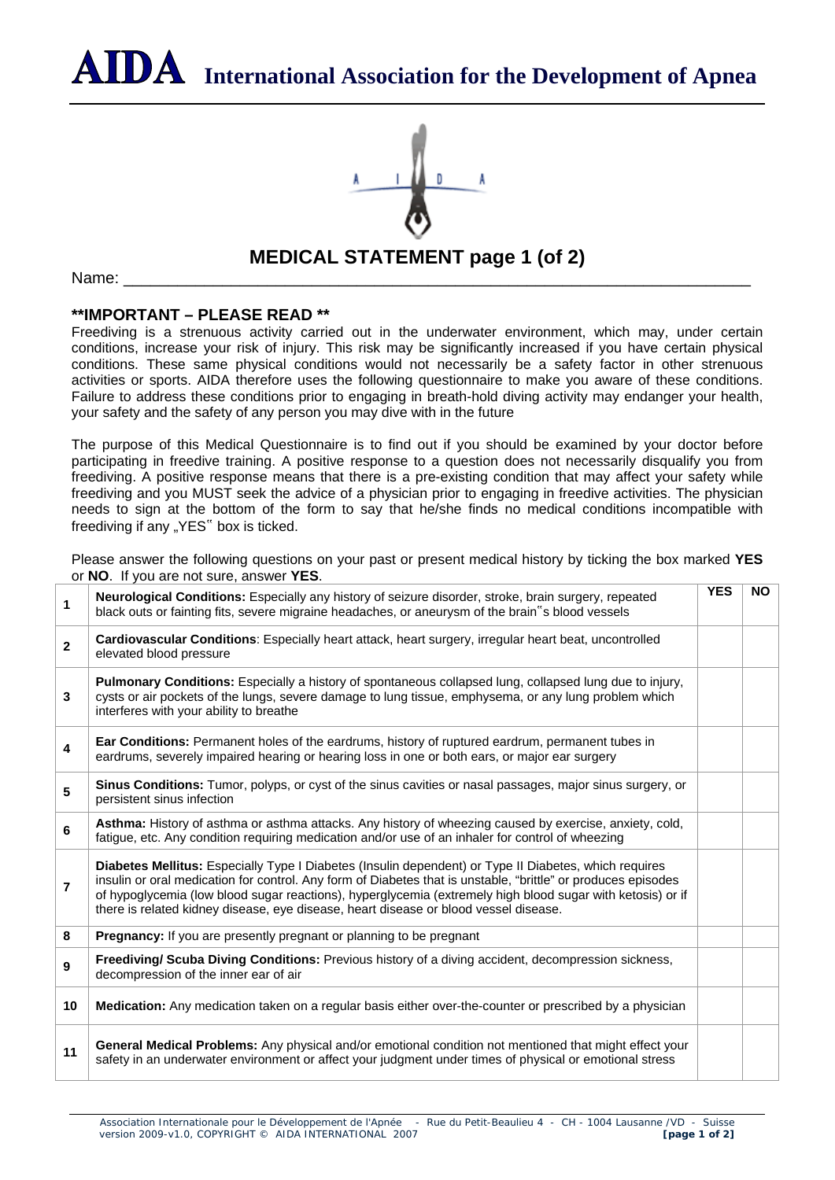# AIDA International Association for the Development of Apnea

## MEDICAL STATEMENT page 1 (of 2)

Name: ___________________________________________________________________

### **IMPORTANT – PLEASE READ **

Freediving is a strenuous activity carried out in the underwater environment, which may, under certain conditions, increase your risk of injury. This risk may be significantly increased if you have certain physical conditions. These same physical conditions would not necessarily be a safety factor in other strenuous activities or sports. AIDA therefore uses the following questionnaire to make you aware of these conditions. Failure to address these conditions prior to engaging in breath-hold diving activity may endanger your health, your safety and the safety of any person you may dive with in the future

The purpose of this Medical Questionnaire is to find out if you should be examined by your doctor before participating in freedive training. A positive response to a question does not necessarily disqualify you from freediving. A positive response means that there is a pre-existing condition that may affect your safety while freediving and you MUST seek the advice of a physician prior to engaging in freedive activities. The physician needs to sign at the bottom of the form to say that he/she finds no medical conditions incompatible with freediving if any „YES" box is ticked.

Please answer the following questions on your past or present medical history by ticking the box marked **YES** or **NO**. If you are not sure, answer **YES**.

| | | YES | NO |
|---|---|---|---|
| 1 | **Neurological Conditions:** Especially any history of seizure disorder, stroke, brain surgery, repeated black outs or fainting fits, severe migraine headaches, or aneurysm of the brain"s blood vessels | | |
| 2 | **Cardiovascular Conditions**: Especially heart attack, heart surgery, irregular heart beat, uncontrolled elevated blood pressure | | |
| 3 | **Pulmonary Conditions:** Especially a history of spontaneous collapsed lung, collapsed lung due to injury, cysts or air pockets of the lungs, severe damage to lung tissue, emphysema, or any lung problem which interferes with your ability to breathe | | |
| 4 | **Ear Conditions:** Permanent holes of the eardrums, history of ruptured eardrum, permanent tubes in eardrums, severely impaired hearing or hearing loss in one or both ears, or major ear surgery | | |
| 5 | **Sinus Conditions:** Tumor, polyps, or cyst of the sinus cavities or nasal passages, major sinus surgery, or persistent sinus infection | | |
| 6 | **Asthma:** History of asthma or asthma attacks. Any history of wheezing caused by exercise, anxiety, cold, fatigue, etc. Any condition requiring medication and/or use of an inhaler for control of wheezing | | |
| 7 | **Diabetes Mellitus:** Especially Type I Diabetes (Insulin dependent) or Type II Diabetes, which requires insulin or oral medication for control. Any form of Diabetes that is unstable, "brittle" or produces episodes of hypoglycemia (low blood sugar reactions), hyperglycemia (extremely high blood sugar with ketosis) or if there is related kidney disease, eye disease, heart disease or blood vessel disease. | | |
| 8 | **Pregnancy:** If you are presently pregnant or planning to be pregnant | | |
| 9 | **Freediving/ Scuba Diving Conditions:** Previous history of a diving accident, decompression sickness, decompression of the inner ear of air | | |
| 10 | **Medication:** Any medication taken on a regular basis either over-the-counter or prescribed by a physician | | |
| 11 | **General Medical Problems:** Any physical and/or emotional condition not mentioned that might effect your safety in an underwater environment or affect your judgment under times of physical or emotional stress | | |

Association Internationale pour le Développement de l'Apnée - Rue du Petit-Beaulieu 4 - CH - 1004 Lausanne /VD - Suisse
version 2009-v1.0, COPYRIGHT © AIDA INTERNATIONAL 2007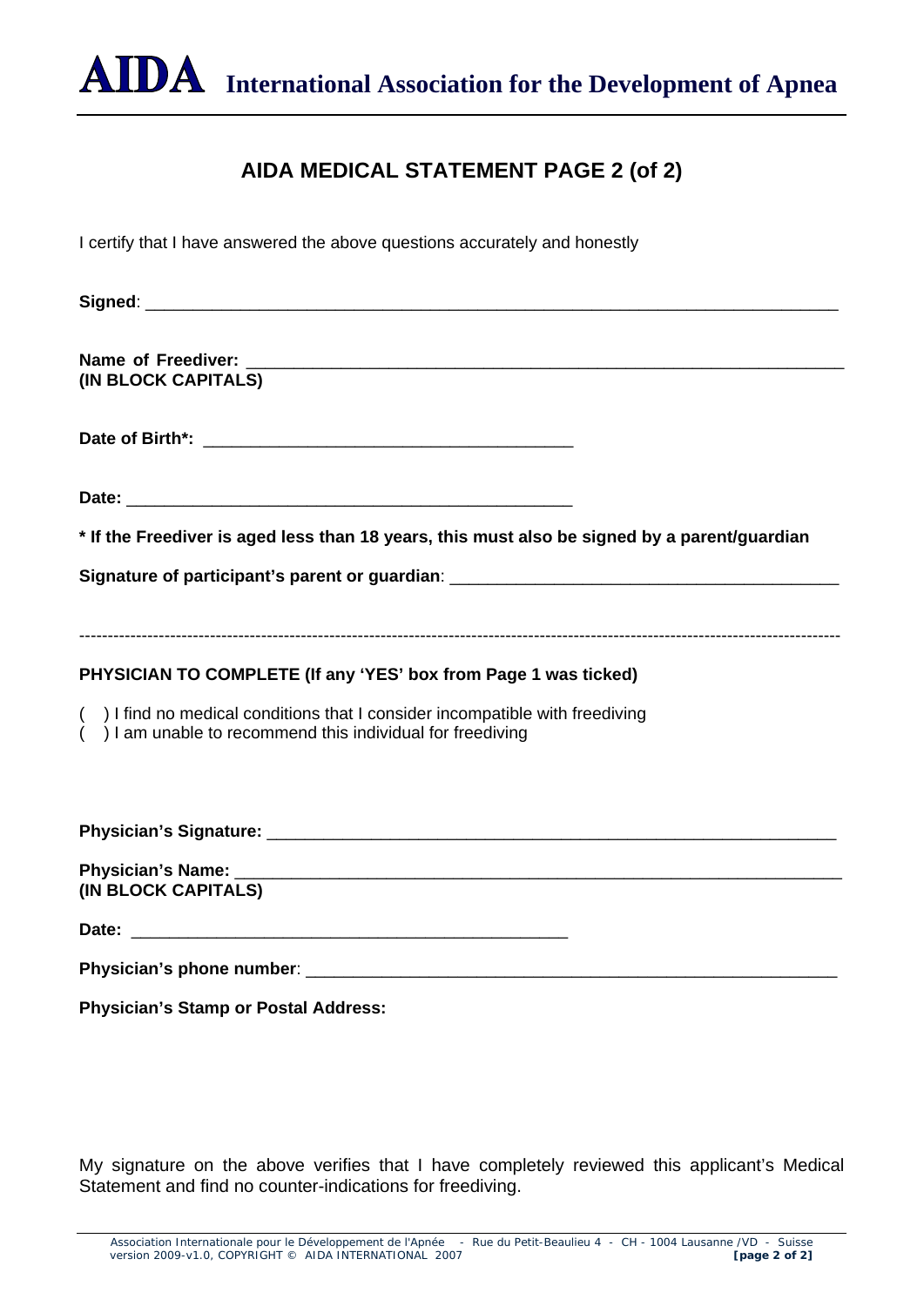# AIDA International Association for the Development of Apnea

## AIDA MEDICAL STATEMENT PAGE 2 (of 2)

I certify that I have answered the above questions accurately and honestly

**Signed**: ___________________________________________________________________________

**Name of Freediver:** _________________________________________________________________
**(IN BLOCK CAPITALS)**

**Date of Birth*:** ______________________________________

**Date:** ________________________________________________

**\* If the Freediver is aged less than 18 years, this must also be signed by a parent/guardian**

**Signature of participant's parent or guardian**: ________________________________________

-----------------------------------------------------------------------------------------------------------------------------------

**PHYSICIAN TO COMPLETE (If any 'YES' box from Page 1 was ticked)**

( ) I find no medical conditions that I consider incompatible with freediving
( ) I am unable to recommend this individual for freediving

**Physician's Signature:** ____________________________________________________________

**Physician's Name:** _________________________________________________________________
**(IN BLOCK CAPITALS)**

**Date:** _______________________________________________

**Physician's phone number**: _________________________________________________________

**Physician's Stamp or Postal Address:**

My signature on the above verifies that I have completely reviewed this applicant's Medical Statement and find no counter-indications for freediving.

Association Internationale pour le Développement de l'Apnée - Rue du Petit-Beaulieu 4 - CH - 1004 Lausanne /VD - Suisse
version 2009-v1.0, COPYRIGHT © AIDA INTERNATIONAL 2007